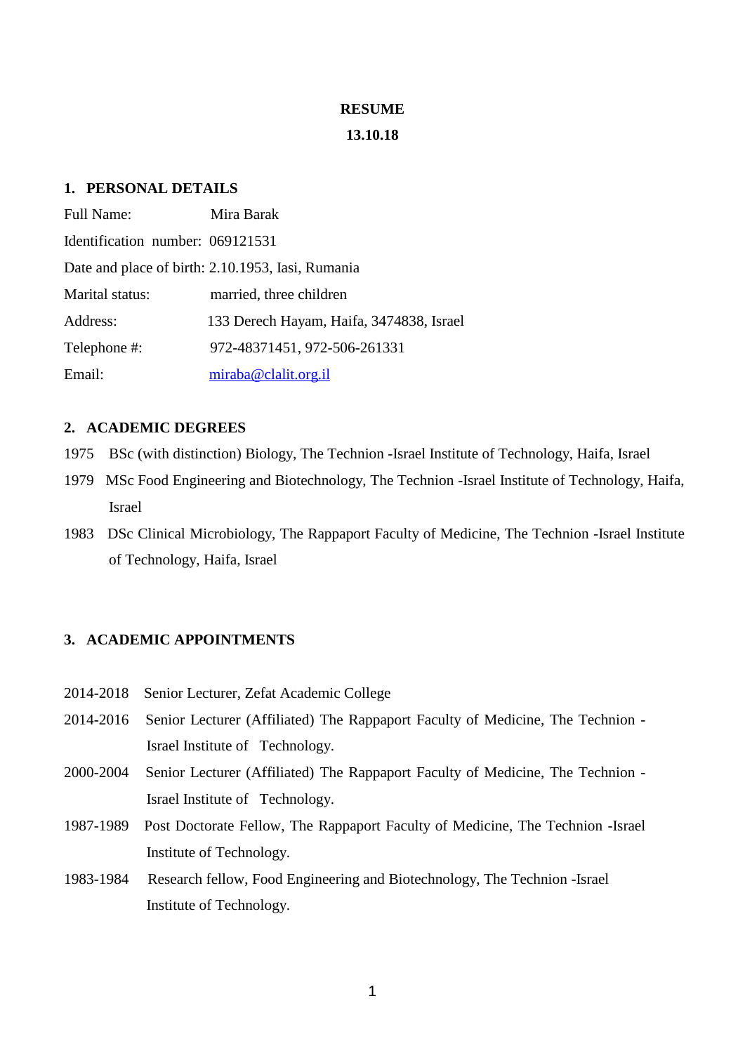**RESUME**

**13.10.18**

## 1. PERSONAL DETAILS

Full Name: Mira Barak

Identification number: 069121531

Date and place of birth: 2.10.1953, Iasi, Rumania

Marital status: married, three children

Address: 133 Derech Hayam, Haifa, 3474838, Israel

Telephone #: 972-48371451, 972-506-261331

Email: miraba@clalit.org.il

## 2. ACADEMIC DEGREES

1975 BSc (with distinction) Biology, The Technion -Israel Institute of Technology, Haifa, Israel

1979 MSc Food Engineering and Biotechnology, The Technion -Israel Institute of Technology, Haifa, Israel

1983 DSc Clinical Microbiology, The Rappaport Faculty of Medicine, The Technion -Israel Institute of Technology, Haifa, Israel

## 3. ACADEMIC APPOINTMENTS

2014-2018 Senior Lecturer, Zefat Academic College

2014-2016 Senior Lecturer (Affiliated) The Rappaport Faculty of Medicine, The Technion - Israel Institute of Technology.

2000-2004 Senior Lecturer (Affiliated) The Rappaport Faculty of Medicine, The Technion - Israel Institute of Technology.

1987-1989 Post Doctorate Fellow, The Rappaport Faculty of Medicine, The Technion -Israel Institute of Technology.

1983-1984 Research fellow, Food Engineering and Biotechnology, The Technion -Israel Institute of Technology.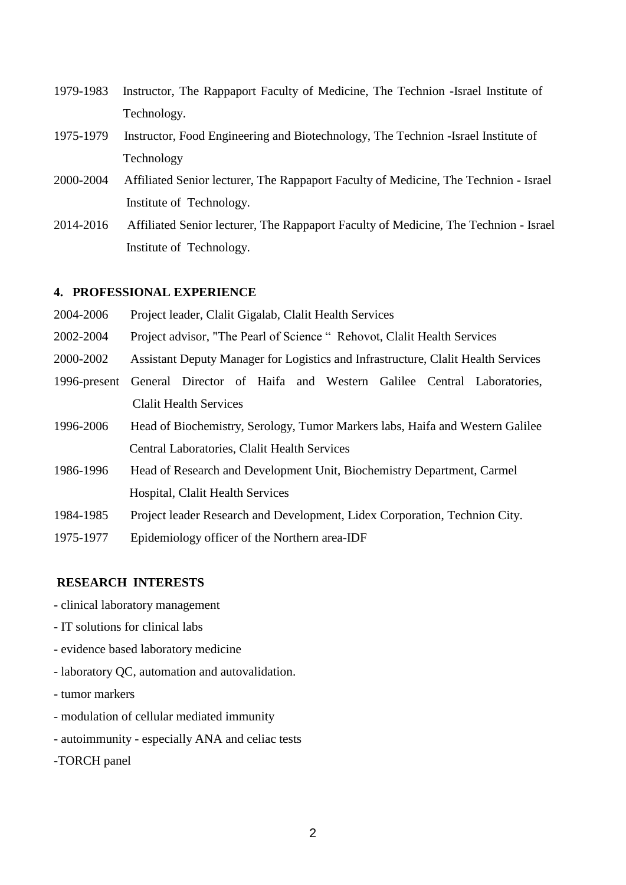1979-1983 Instructor, The Rappaport Faculty of Medicine, The Technion -Israel Institute of Technology.

1975-1979 Instructor, Food Engineering and Biotechnology, The Technion -Israel Institute of Technology

2000-2004 Affiliated Senior lecturer, The Rappaport Faculty of Medicine, The Technion - Israel Institute of Technology.

2014-2016 Affiliated Senior lecturer, The Rappaport Faculty of Medicine, The Technion - Israel Institute of Technology.

## 4. PROFESSIONAL EXPERIENCE

2004-2006 Project leader, Clalit Gigalab, Clalit Health Services

2002-2004 Project advisor, "The Pearl of Science " Rehovot, Clalit Health Services

2000-2002 Assistant Deputy Manager for Logistics and Infrastructure, Clalit Health Services

1996-present General Director of Haifa and Western Galilee Central Laboratories, Clalit Health Services

1996-2006 Head of Biochemistry, Serology, Tumor Markers labs, Haifa and Western Galilee Central Laboratories, Clalit Health Services

1986-1996 Head of Research and Development Unit, Biochemistry Department, Carmel Hospital, Clalit Health Services

1984-1985 Project leader Research and Development, Lidex Corporation, Technion City.

1975-1977 Epidemiology officer of the Northern area-IDF

## RESEARCH INTERESTS

- clinical laboratory management
- IT solutions for clinical labs
- evidence based laboratory medicine
- laboratory QC, automation and autovalidation.
- tumor markers
- modulation of cellular mediated immunity
- autoimmunity - especially ANA and celiac tests
- TORCH panel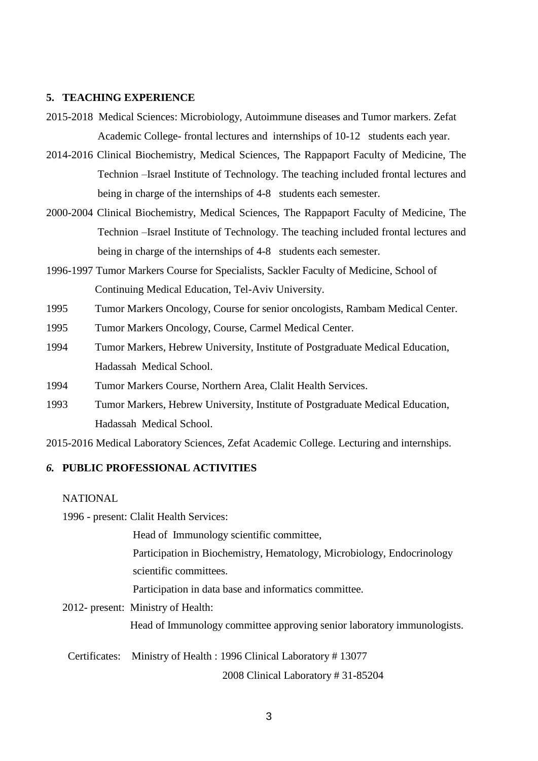## 5. TEACHING EXPERIENCE

2015-2018 Medical Sciences: Microbiology, Autoimmune diseases and Tumor markers. Zefat Academic College- frontal lectures and internships of 10-12 students each year.

2014-2016 Clinical Biochemistry, Medical Sciences, The Rappaport Faculty of Medicine, The Technion –Israel Institute of Technology. The teaching included frontal lectures and being in charge of the internships of 4-8 students each semester.

2000-2004 Clinical Biochemistry, Medical Sciences, The Rappaport Faculty of Medicine, The Technion –Israel Institute of Technology. The teaching included frontal lectures and being in charge of the internships of 4-8 students each semester.

1996-1997 Tumor Markers Course for Specialists, Sackler Faculty of Medicine, School of Continuing Medical Education, Tel-Aviv University.

1995 Tumor Markers Oncology, Course for senior oncologists, Rambam Medical Center.

1995 Tumor Markers Oncology, Course, Carmel Medical Center.

1994 Tumor Markers, Hebrew University, Institute of Postgraduate Medical Education, Hadassah Medical School.

1994 Tumor Markers Course, Northern Area, Clalit Health Services.

1993 Tumor Markers, Hebrew University, Institute of Postgraduate Medical Education, Hadassah Medical School.

2015-2016 Medical Laboratory Sciences, Zefat Academic College. Lecturing and internships.

## *6.* PUBLIC PROFESSIONAL ACTIVITIES

NATIONAL

1996 - present: Clalit Health Services:

- Head of Immunology scientific committee,
- Participation in Biochemistry, Hematology, Microbiology, Endocrinology scientific committees.
- Participation in data base and informatics committee.

2012- present: Ministry of Health:

- Head of Immunology committee approving senior laboratory immunologists.

Certificates: Ministry of Health : 1996 Clinical Laboratory # 13077

2008 Clinical Laboratory # 31-85204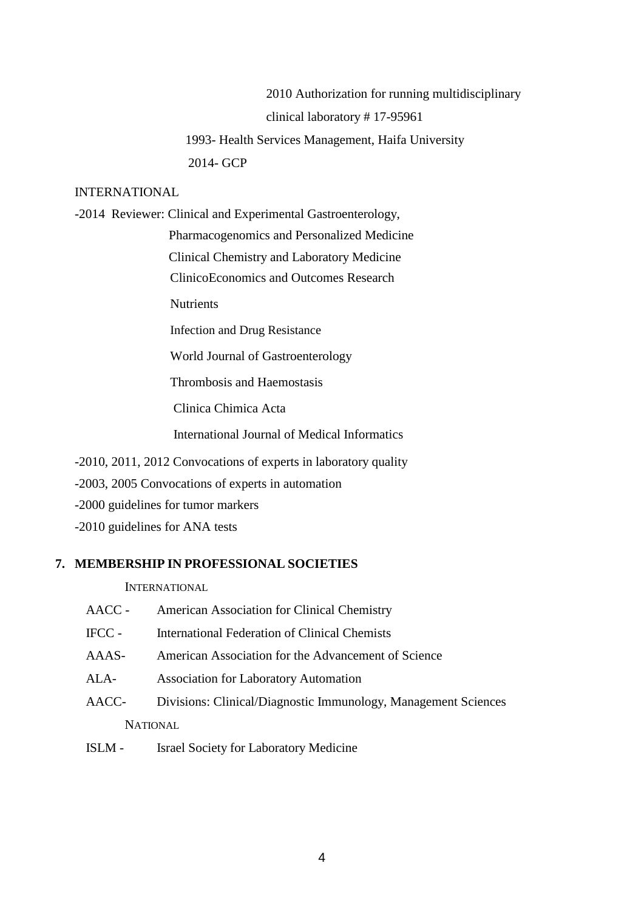2010 Authorization for running multidisciplinary clinical laboratory # 17-95961

1993- Health Services Management, Haifa University

2014- GCP

INTERNATIONAL

-2014 Reviewer: Clinical and Experimental Gastroenterology,
Pharmacogenomics and Personalized Medicine
Clinical Chemistry and Laboratory Medicine
ClinicoEconomics and Outcomes Research
Nutrients
Infection and Drug Resistance
World Journal of Gastroenterology
Thrombosis and Haemostasis
Clinica Chimica Acta
International Journal of Medical Informatics

-2010, 2011, 2012 Convocations of experts in laboratory quality

-2003, 2005 Convocations of experts in automation

-2000 guidelines for tumor markers

-2010 guidelines for ANA tests

## 7. MEMBERSHIP IN PROFESSIONAL SOCIETIES

INTERNATIONAL

AACC - American Association for Clinical Chemistry

IFCC - International Federation of Clinical Chemists

AAAS- American Association for the Advancement of Science

ALA- Association for Laboratory Automation

AACC- Divisions: Clinical/Diagnostic Immunology, Management Sciences

NATIONAL

ISLM - Israel Society for Laboratory Medicine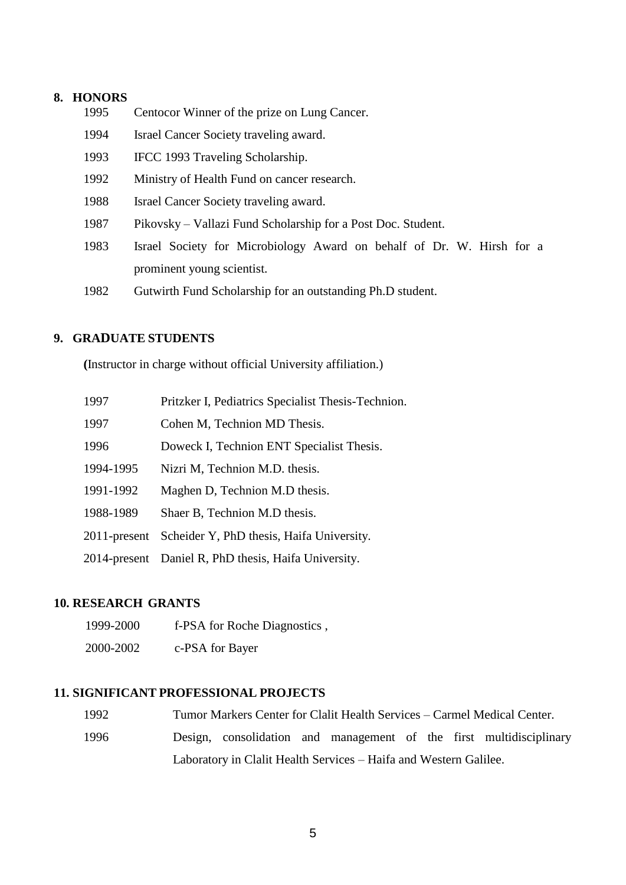**8. HONORS**

| | |
|---|---|
| 1995 | Centocor Winner of the prize on Lung Cancer. |
| 1994 | Israel Cancer Society traveling award. |
| 1993 | IFCC 1993 Traveling Scholarship. |
| 1992 | Ministry of Health Fund on cancer research. |
| 1988 | Israel Cancer Society traveling award. |
| 1987 | Pikovsky – Vallazi Fund Scholarship for a Post Doc. Student. |
| 1983 | Israel Society for Microbiology Award on behalf of Dr. W. Hirsh for a prominent young scientist. |
| 1982 | Gutwirth Fund Scholarship for an outstanding Ph.D student. |

**9. GRADUATE STUDENTS**

(Instructor in charge without official University affiliation.)

| | |
|---|---|
| 1997 | Pritzker I, Pediatrics Specialist Thesis-Technion. |
| 1997 | Cohen M, Technion MD Thesis. |
| 1996 | Doweck I, Technion ENT Specialist Thesis. |
| 1994-1995 | Nizri M, Technion M.D. thesis. |
| 1991-1992 | Maghen D, Technion M.D thesis. |
| 1988-1989 | Shaer B, Technion M.D thesis. |
| 2011-present | Scheider Y, PhD thesis, Haifa University. |
| 2014-present | Daniel R, PhD thesis, Haifa University. |

**10. RESEARCH GRANTS**

| | |
|---|---|
| 1999-2000 | f-PSA for Roche Diagnostics , |
| 2000-2002 | c-PSA for Bayer |

**11. SIGNIFICANT PROFESSIONAL PROJECTS**

| | |
|---|---|
| 1992 | Tumor Markers Center for Clalit Health Services – Carmel Medical Center. |
| 1996 | Design, consolidation and management of the first multidisciplinary Laboratory in Clalit Health Services – Haifa and Western Galilee. |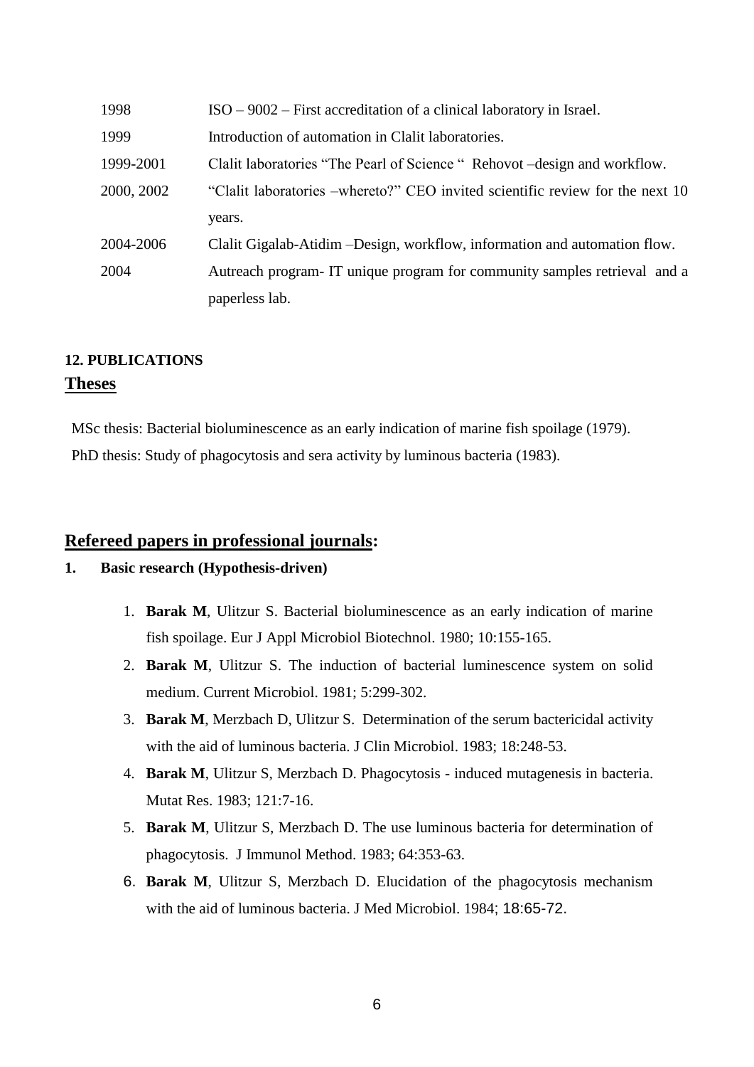| | |
|---|---|
| 1998 | ISO – 9002 – First accreditation of a clinical laboratory in Israel. |
| 1999 | Introduction of automation in Clalit laboratories. |
| 1999-2001 | Clalit laboratories "The Pearl of Science " Rehovot –design and workflow. |
| 2000, 2002 | "Clalit laboratories –whereto?" CEO invited scientific review for the next 10 years. |
| 2004-2006 | Clalit Gigalab-Atidim –Design, workflow, information and automation flow. |
| 2004 | Autreach program- IT unique program for community samples retrieval and a paperless lab. |

**12. PUBLICATIONS**

## Theses

MSc thesis: Bacterial bioluminescence as an early indication of marine fish spoilage (1979).

PhD thesis: Study of phagocytosis and sera activity by luminous bacteria (1983).

## Refereed papers in professional journals:

**1. Basic research (Hypothesis-driven)**

1. **Barak M**, Ulitzur S. Bacterial bioluminescence as an early indication of marine fish spoilage. Eur J Appl Microbiol Biotechnol. 1980; 10:155-165.
2. **Barak M**, Ulitzur S. The induction of bacterial luminescence system on solid medium. Current Microbiol. 1981; 5:299-302.
3. **Barak M**, Merzbach D, Ulitzur S. Determination of the serum bactericidal activity with the aid of luminous bacteria. J Clin Microbiol. 1983; 18:248-53.
4. **Barak M**, Ulitzur S, Merzbach D. Phagocytosis - induced mutagenesis in bacteria. Mutat Res. 1983; 121:7-16.
5. **Barak M**, Ulitzur S, Merzbach D. The use luminous bacteria for determination of phagocytosis. J Immunol Method. 1983; 64:353-63.
6. **Barak M**, Ulitzur S, Merzbach D. Elucidation of the phagocytosis mechanism with the aid of luminous bacteria. J Med Microbiol. 1984; 18:65-72.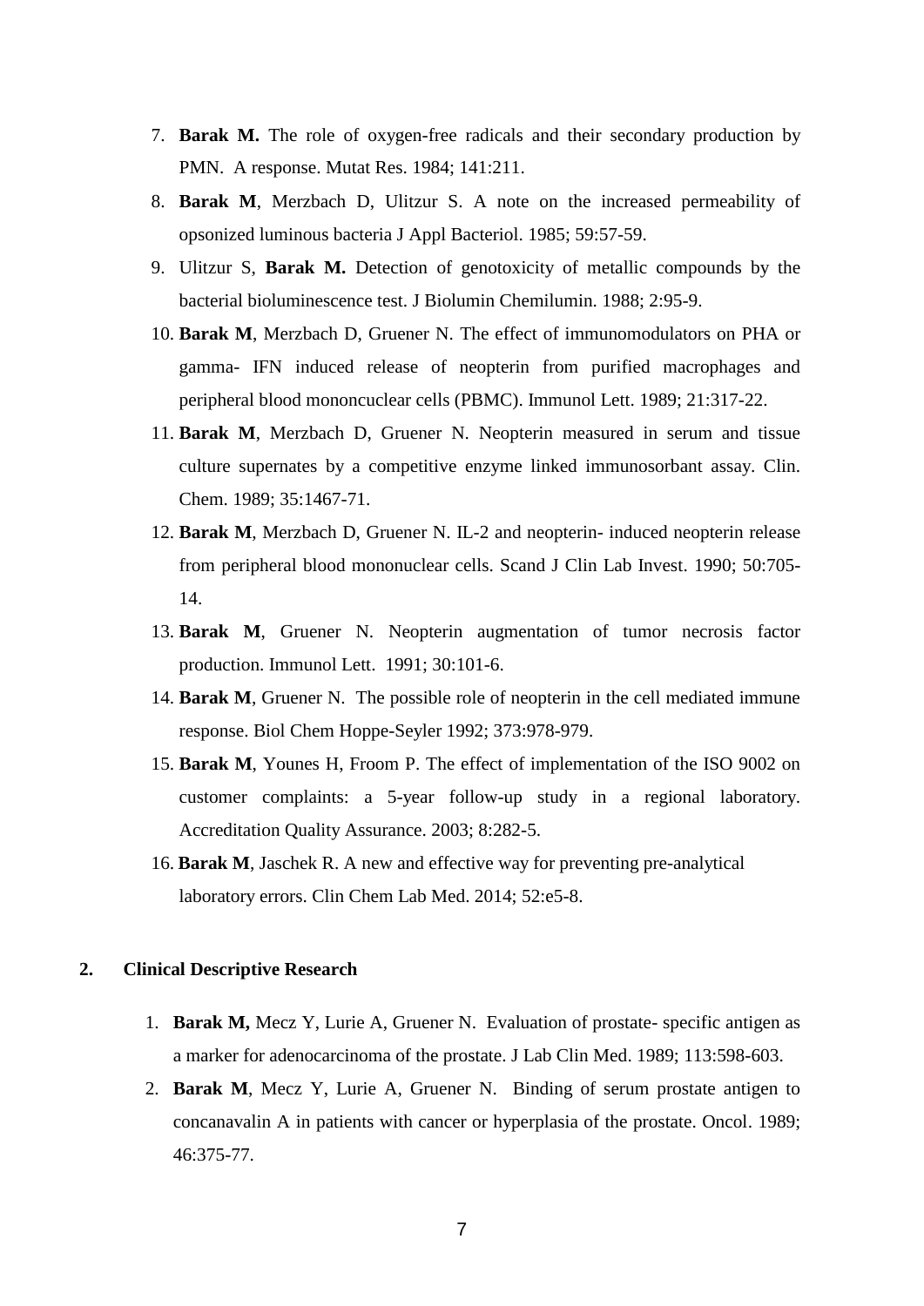7. **Barak M.** The role of oxygen-free radicals and their secondary production by PMN. A response. Mutat Res. 1984; 141:211.
8. **Barak M**, Merzbach D, Ulitzur S. A note on the increased permeability of opsonized luminous bacteria J Appl Bacteriol. 1985; 59:57-59.
9. Ulitzur S, **Barak M.** Detection of genotoxicity of metallic compounds by the bacterial bioluminescence test. J Biolumin Chemilumin. 1988; 2:95-9.
10. **Barak M**, Merzbach D, Gruener N. The effect of immunomodulators on PHA or gamma- IFN induced release of neopterin from purified macrophages and peripheral blood mononcuclear cells (PBMC). Immunol Lett. 1989; 21:317-22.
11. **Barak M**, Merzbach D, Gruener N. Neopterin measured in serum and tissue culture supernates by a competitive enzyme linked immunosorbant assay. Clin. Chem. 1989; 35:1467-71.
12. **Barak M**, Merzbach D, Gruener N. IL-2 and neopterin- induced neopterin release from peripheral blood mononuclear cells. Scand J Clin Lab Invest. 1990; 50:705-14.
13. **Barak M**, Gruener N. Neopterin augmentation of tumor necrosis factor production. Immunol Lett. 1991; 30:101-6.
14. **Barak M**, Gruener N. The possible role of neopterin in the cell mediated immune response. Biol Chem Hoppe-Seyler 1992; 373:978-979.
15. **Barak M**, Younes H, Froom P. The effect of implementation of the ISO 9002 on customer complaints: a 5-year follow-up study in a regional laboratory. Accreditation Quality Assurance. 2003; 8:282-5.
16. **Barak M**, Jaschek R. A new and effective way for preventing pre-analytical laboratory errors. Clin Chem Lab Med. 2014; 52:e5-8.

## 2. Clinical Descriptive Research

1. **Barak M,** Mecz Y, Lurie A, Gruener N. Evaluation of prostate- specific antigen as a marker for adenocarcinoma of the prostate. J Lab Clin Med. 1989; 113:598-603.
2. **Barak M**, Mecz Y, Lurie A, Gruener N. Binding of serum prostate antigen to concanavalin A in patients with cancer or hyperplasia of the prostate. Oncol. 1989; 46:375-77.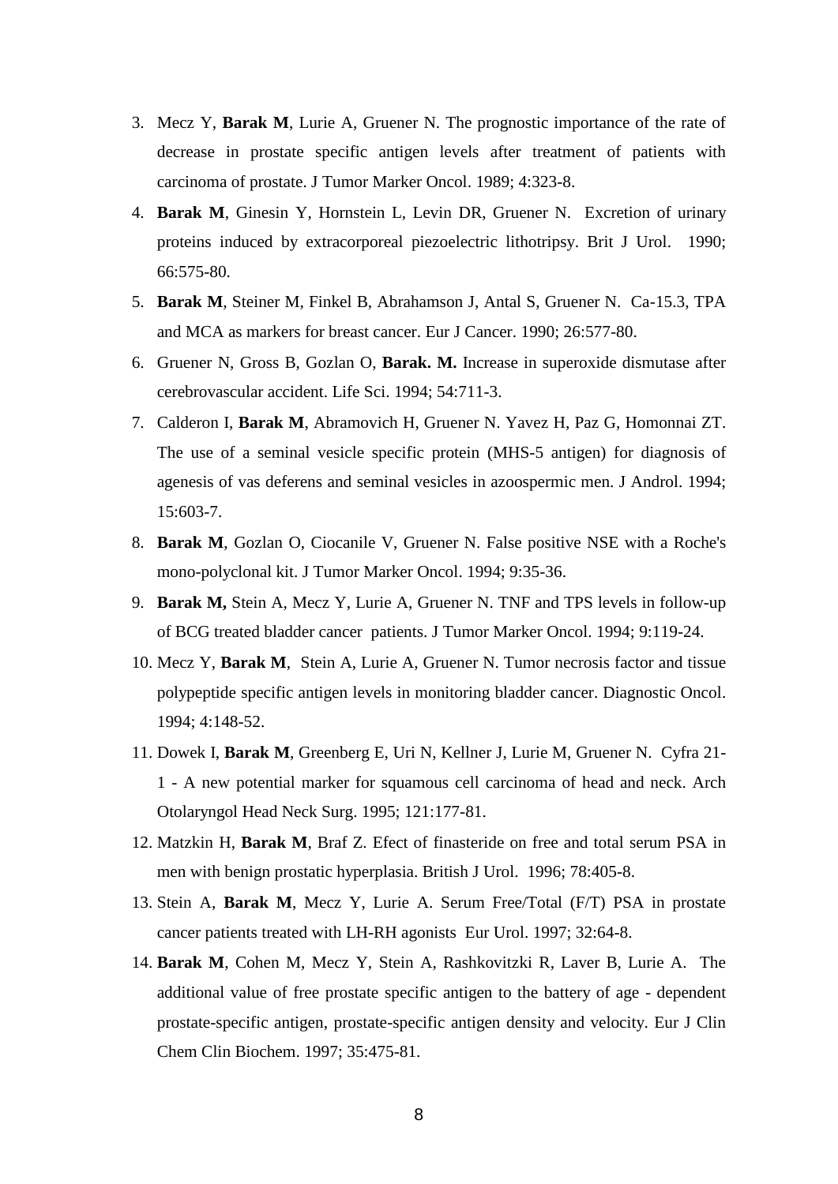3. Mecz Y, **Barak M**, Lurie A, Gruener N. The prognostic importance of the rate of decrease in prostate specific antigen levels after treatment of patients with carcinoma of prostate. J Tumor Marker Oncol. 1989; 4:323-8.
4. **Barak M**, Ginesin Y, Hornstein L, Levin DR, Gruener N. Excretion of urinary proteins induced by extracorporeal piezoelectric lithotripsy. Brit J Urol. 1990; 66:575-80.
5. **Barak M**, Steiner M, Finkel B, Abrahamson J, Antal S, Gruener N. Ca-15.3, TPA and MCA as markers for breast cancer. Eur J Cancer. 1990; 26:577-80.
6. Gruener N, Gross B, Gozlan O, **Barak. M.** Increase in superoxide dismutase after cerebrovascular accident. Life Sci. 1994; 54:711-3.
7. Calderon I, **Barak M**, Abramovich H, Gruener N. Yavez H, Paz G, Homonnai ZT. The use of a seminal vesicle specific protein (MHS-5 antigen) for diagnosis of agenesis of vas deferens and seminal vesicles in azoospermic men. J Androl. 1994; 15:603-7.
8. **Barak M**, Gozlan O, Ciocanile V, Gruener N. False positive NSE with a Roche's mono-polyclonal kit. J Tumor Marker Oncol. 1994; 9:35-36.
9. **Barak M,** Stein A, Mecz Y, Lurie A, Gruener N. TNF and TPS levels in follow-up of BCG treated bladder cancer patients. J Tumor Marker Oncol. 1994; 9:119-24.
10. Mecz Y, **Barak M**, Stein A, Lurie A, Gruener N. Tumor necrosis factor and tissue polypeptide specific antigen levels in monitoring bladder cancer. Diagnostic Oncol. 1994; 4:148-52.
11. Dowek I, **Barak M**, Greenberg E, Uri N, Kellner J, Lurie M, Gruener N. Cyfra 21-1 - A new potential marker for squamous cell carcinoma of head and neck. Arch Otolaryngol Head Neck Surg. 1995; 121:177-81.
12. Matzkin H, **Barak M**, Braf Z. Efect of finasteride on free and total serum PSA in men with benign prostatic hyperplasia. British J Urol. 1996; 78:405-8.
13. Stein A, **Barak M**, Mecz Y, Lurie A. Serum Free/Total (F/T) PSA in prostate cancer patients treated with LH-RH agonists Eur Urol. 1997; 32:64-8.
14. **Barak M**, Cohen M, Mecz Y, Stein A, Rashkovitzki R, Laver B, Lurie A. The additional value of free prostate specific antigen to the battery of age - dependent prostate-specific antigen, prostate-specific antigen density and velocity. Eur J Clin Chem Clin Biochem. 1997; 35:475-81.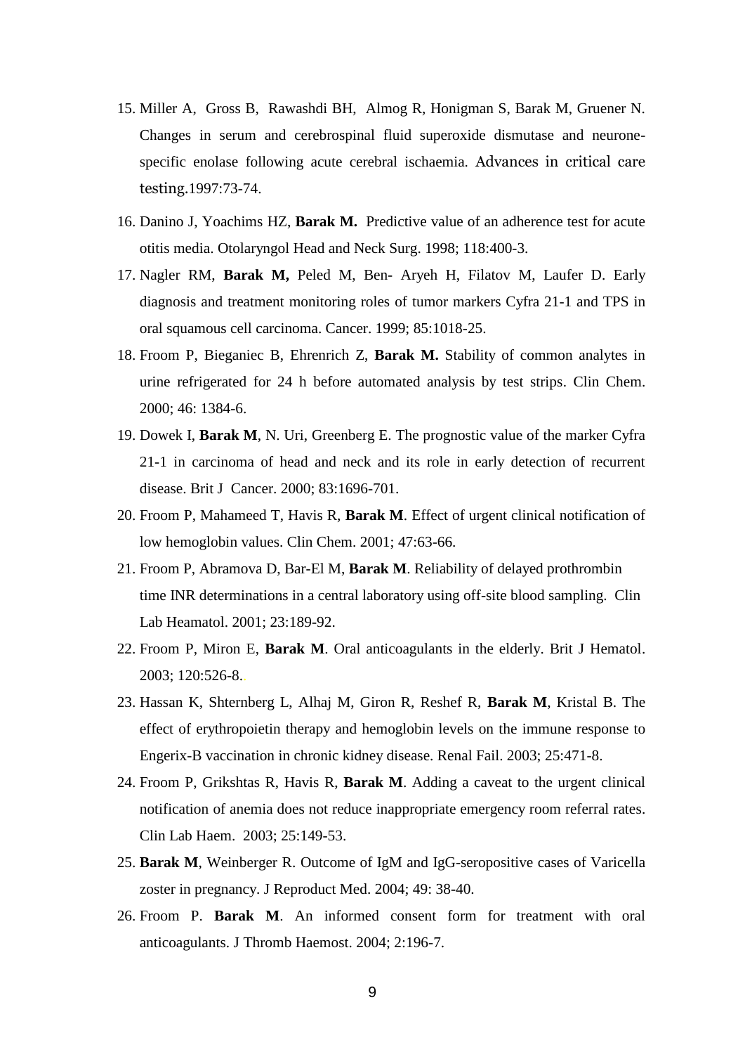15. Miller A, Gross B, Rawashdi BH, Almog R, Honigman S, Barak M, Gruener N. Changes in serum and cerebrospinal fluid superoxide dismutase and neurone-specific enolase following acute cerebral ischaemia. Advances in critical care testing.1997:73-74.
16. Danino J, Yoachims HZ, **Barak M.** Predictive value of an adherence test for acute otitis media. Otolaryngol Head and Neck Surg. 1998; 118:400-3.
17. Nagler RM, **Barak M,** Peled M, Ben- Aryeh H, Filatov M, Laufer D. Early diagnosis and treatment monitoring roles of tumor markers Cyfra 21-1 and TPS in oral squamous cell carcinoma. Cancer. 1999; 85:1018-25.
18. Froom P, Bieganiec B, Ehrenrich Z, **Barak M.** Stability of common analytes in urine refrigerated for 24 h before automated analysis by test strips. Clin Chem. 2000; 46: 1384-6.
19. Dowek I, **Barak M**, N. Uri, Greenberg E. The prognostic value of the marker Cyfra 21-1 in carcinoma of head and neck and its role in early detection of recurrent disease. Brit J Cancer. 2000; 83:1696-701.
20. Froom P, Mahameed T, Havis R, **Barak M**. Effect of urgent clinical notification of low hemoglobin values. Clin Chem. 2001; 47:63-66.
21. Froom P, Abramova D, Bar-El M, **Barak M**. Reliability of delayed prothrombin time INR determinations in a central laboratory using off-site blood sampling. Clin Lab Heamatol. 2001; 23:189-92.
22. Froom P, Miron E, **Barak M**. Oral anticoagulants in the elderly. Brit J Hematol. 2003; 120:526-8.
23. Hassan K, Shternberg L, Alhaj M, Giron R, Reshef R, **Barak M**, Kristal B. The effect of erythropoietin therapy and hemoglobin levels on the immune response to Engerix-B vaccination in chronic kidney disease. Renal Fail. 2003; 25:471-8.
24. Froom P, Grikshtas R, Havis R, **Barak M**. Adding a caveat to the urgent clinical notification of anemia does not reduce inappropriate emergency room referral rates. Clin Lab Haem. 2003; 25:149-53.
25. **Barak M**, Weinberger R. Outcome of IgM and IgG-seropositive cases of Varicella zoster in pregnancy. J Reproduct Med. 2004; 49: 38-40.
26. Froom P. **Barak M**. An informed consent form for treatment with oral anticoagulants. J Thromb Haemost. 2004; 2:196-7.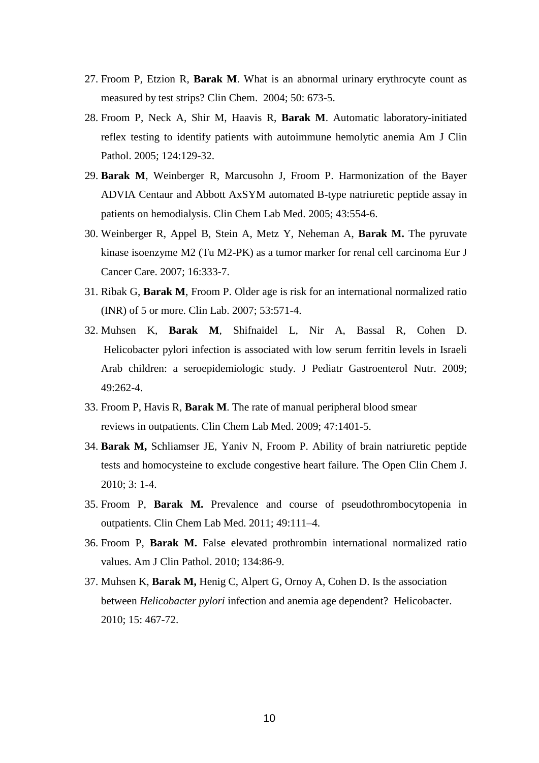27. Froom P, Etzion R, **Barak M**. What is an abnormal urinary erythrocyte count as measured by test strips? Clin Chem. 2004; 50: 673-5.
28. Froom P, Neck A, Shir M, Haavis R, **Barak M**. Automatic laboratory-initiated reflex testing to identify patients with autoimmune hemolytic anemia Am J Clin Pathol. 2005; 124:129-32.
29. **Barak M**, Weinberger R, Marcusohn J, Froom P. Harmonization of the Bayer ADVIA Centaur and Abbott AxSYM automated B-type natriuretic peptide assay in patients on hemodialysis. Clin Chem Lab Med. 2005; 43:554-6.
30. Weinberger R, Appel B, Stein A, Metz Y, Neheman A, **Barak M.** The pyruvate kinase isoenzyme M2 (Tu M2-PK) as a tumor marker for renal cell carcinoma Eur J Cancer Care. 2007; 16:333-7.
31. Ribak G, **Barak M**, Froom P. Older age is risk for an international normalized ratio (INR) of 5 or more. Clin Lab. 2007; 53:571-4.
32. Muhsen K, **Barak M**, Shifnaidel L, Nir A, Bassal R, Cohen D. Helicobacter pylori infection is associated with low serum ferritin levels in Israeli Arab children: a seroepidemiologic study. J Pediatr Gastroenterol Nutr. 2009; 49:262-4.
33. Froom P, Havis R, **Barak M**. The rate of manual peripheral blood smear reviews in outpatients. Clin Chem Lab Med. 2009; 47:1401-5.
34. **Barak M,** Schliamser JE, Yaniv N, Froom P. Ability of brain natriuretic peptide tests and homocysteine to exclude congestive heart failure. The Open Clin Chem J. 2010; 3: 1-4.
35. Froom P, **Barak M.** Prevalence and course of pseudothrombocytopenia in outpatients. Clin Chem Lab Med. 2011; 49:111–4.
36. Froom P, **Barak M.** False elevated prothrombin international normalized ratio values. Am J Clin Pathol. 2010; 134:86-9.
37. Muhsen K, **Barak M,** Henig C, Alpert G, Ornoy A, Cohen D. Is the association between *Helicobacter pylori* infection and anemia age dependent? Helicobacter. 2010; 15: 467-72.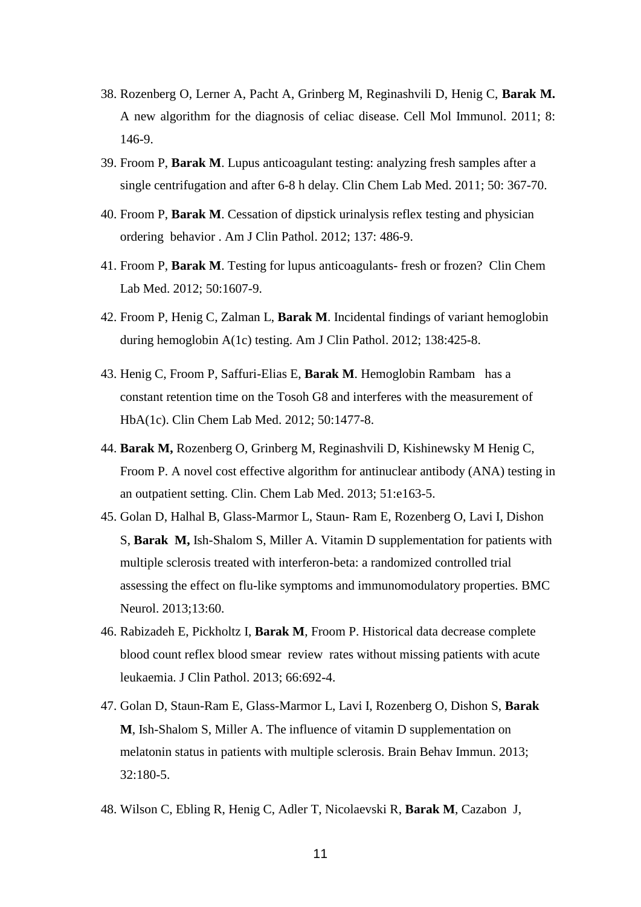38. Rozenberg O, Lerner A, Pacht A, Grinberg M, Reginashvili D, Henig C, **Barak M.** A new algorithm for the diagnosis of celiac disease. Cell Mol Immunol. 2011; 8: 146-9.
39. Froom P, **Barak M**. Lupus anticoagulant testing: analyzing fresh samples after a single centrifugation and after 6-8 h delay. Clin Chem Lab Med. 2011; 50: 367-70.
40. Froom P, **Barak M**. Cessation of dipstick urinalysis reflex testing and physician ordering behavior . Am J Clin Pathol. 2012; 137: 486-9.
41. Froom P, **Barak M**. Testing for lupus anticoagulants- fresh or frozen? Clin Chem Lab Med. 2012; 50:1607-9.
42. Froom P, Henig C, Zalman L, **Barak M**. Incidental findings of variant hemoglobin during hemoglobin A(1c) testing. Am J Clin Pathol. 2012; 138:425-8.
43. Henig C, Froom P, Saffuri-Elias E, **Barak M**. Hemoglobin Rambam has a constant retention time on the Tosoh G8 and interferes with the measurement of HbA(1c). Clin Chem Lab Med. 2012; 50:1477-8.
44. **Barak M,** Rozenberg O, Grinberg M, Reginashvili D, Kishinewsky M Henig C, Froom P. A novel cost effective algorithm for antinuclear antibody (ANA) testing in an outpatient setting. Clin. Chem Lab Med. 2013; 51:e163-5.
45. Golan D, Halhal B, Glass-Marmor L, Staun- Ram E, Rozenberg O, Lavi I, Dishon S, **Barak M,** Ish-Shalom S, Miller A. Vitamin D supplementation for patients with multiple sclerosis treated with interferon-beta: a randomized controlled trial assessing the effect on flu-like symptoms and immunomodulatory properties. BMC Neurol. 2013;13:60.
46. Rabizadeh E, Pickholtz I, **Barak M**, Froom P. Historical data decrease complete blood count reflex blood smear review rates without missing patients with acute leukaemia. J Clin Pathol. 2013; 66:692-4.
47. Golan D, Staun-Ram E, Glass-Marmor L, Lavi I, Rozenberg O, Dishon S, **Barak M**, Ish-Shalom S, Miller A. The influence of vitamin D supplementation on melatonin status in patients with multiple sclerosis. Brain Behav Immun. 2013; 32:180-5.
48. Wilson C, Ebling R, Henig C, Adler T, Nicolaevski R, **Barak M**, Cazabon J,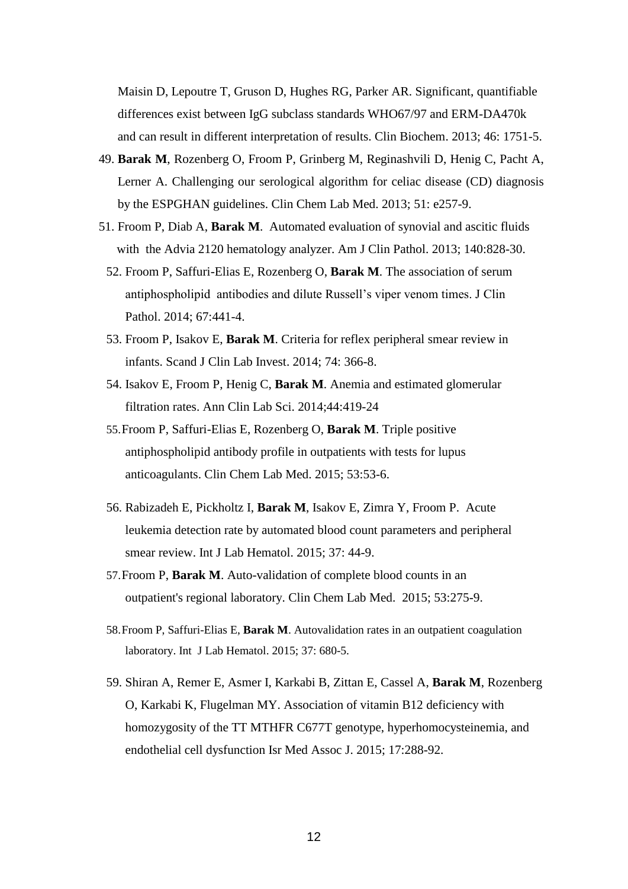Maisin D, Lepoutre T, Gruson D, Hughes RG, Parker AR. Significant, quantifiable differences exist between IgG subclass standards WHO67/97 and ERM-DA470k and can result in different interpretation of results. Clin Biochem. 2013; 46: 1751-5.

49. **Barak M**, Rozenberg O, Froom P, Grinberg M, Reginashvili D, Henig C, Pacht A, Lerner A. Challenging our serological algorithm for celiac disease (CD) diagnosis by the ESPGHAN guidelines. Clin Chem Lab Med. 2013; 51: e257-9.

51. Froom P, Diab A, **Barak M**. Automated evaluation of synovial and ascitic fluids with the Advia 2120 hematology analyzer. Am J Clin Pathol. 2013; 140:828-30.

52. Froom P, Saffuri-Elias E, Rozenberg O, **Barak M**. The association of serum antiphospholipid antibodies and dilute Russell's viper venom times. J Clin Pathol. 2014; 67:441-4.

53. Froom P, Isakov E, **Barak M**. Criteria for reflex peripheral smear review in infants. Scand J Clin Lab Invest. 2014; 74: 366-8.

54. Isakov E, Froom P, Henig C, **Barak M**. Anemia and estimated glomerular filtration rates. Ann Clin Lab Sci. 2014;44:419-24

55. Froom P, Saffuri-Elias E, Rozenberg O, **Barak M**. Triple positive antiphospholipid antibody profile in outpatients with tests for lupus anticoagulants. Clin Chem Lab Med. 2015; 53:53-6.

56. Rabizadeh E, Pickholtz I, **Barak M**, Isakov E, Zimra Y, Froom P. Acute leukemia detection rate by automated blood count parameters and peripheral smear review. Int J Lab Hematol. 2015; 37: 44-9.

57. Froom P, **Barak M**. Auto-validation of complete blood counts in an outpatient's regional laboratory. Clin Chem Lab Med. 2015; 53:275-9.

58. Froom P, Saffuri-Elias E, **Barak M**. Autovalidation rates in an outpatient coagulation laboratory. Int J Lab Hematol. 2015; 37: 680-5.

59. Shiran A, Remer E, Asmer I, Karkabi B, Zittan E, Cassel A, **Barak M**, Rozenberg O, Karkabi K, Flugelman MY. Association of vitamin B12 deficiency with homozygosity of the TT MTHFR C677T genotype, hyperhomocysteinemia, and endothelial cell dysfunction Isr Med Assoc J. 2015; 17:288-92.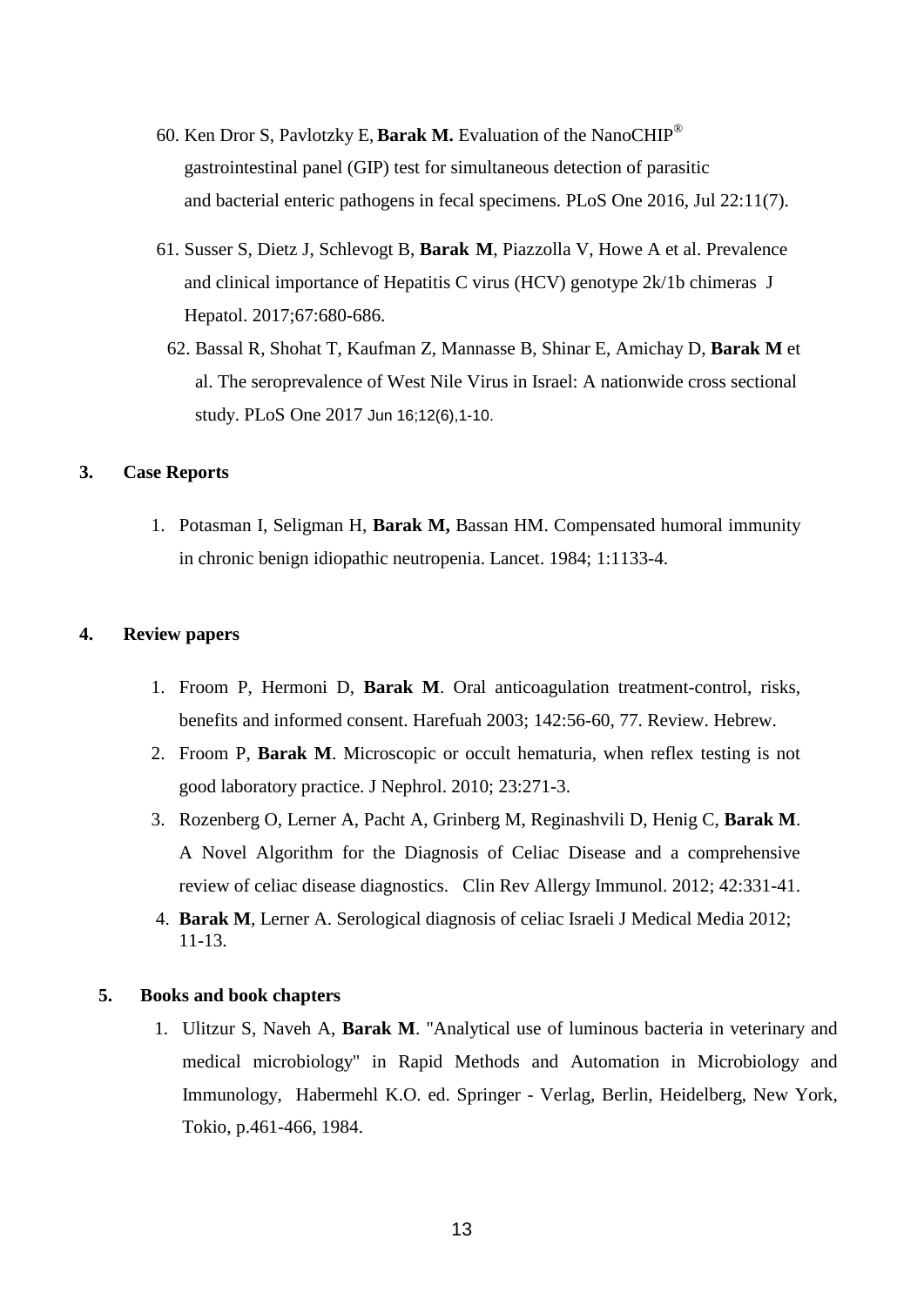60. Ken Dror S, Pavlotzky E, **Barak M.** Evaluation of the NanoCHIP® gastrointestinal panel (GIP) test for simultaneous detection of parasitic and bacterial enteric pathogens in fecal specimens. PLoS One 2016, Jul 22:11(7).

61. Susser S, Dietz J, Schlevogt B, **Barak M**, Piazzolla V, Howe A et al. Prevalence and clinical importance of Hepatitis C virus (HCV) genotype 2k/1b chimeras J Hepatol. 2017;67:680-686.

62. Bassal R, Shohat T, Kaufman Z, Mannasse B, Shinar E, Amichay D, **Barak M** et al. The seroprevalence of West Nile Virus in Israel: A nationwide cross sectional study. PLoS One 2017 Jun 16;12(6),1-10.

## 3. Case Reports

1. Potasman I, Seligman H, **Barak M,** Bassan HM. Compensated humoral immunity in chronic benign idiopathic neutropenia. Lancet. 1984; 1:1133-4.

## 4. Review papers

1. Froom P, Hermoni D, **Barak M**. Oral anticoagulation treatment-control, risks, benefits and informed consent. Harefuah 2003; 142:56-60, 77. Review. Hebrew.
2. Froom P, **Barak M**. Microscopic or occult hematuria, when reflex testing is not good laboratory practice. J Nephrol. 2010; 23:271-3.
3. Rozenberg O, Lerner A, Pacht A, Grinberg M, Reginashvili D, Henig C, **Barak M**. A Novel Algorithm for the Diagnosis of Celiac Disease and a comprehensive review of celiac disease diagnostics. Clin Rev Allergy Immunol. 2012; 42:331-41.
4. **Barak M**, Lerner A. Serological diagnosis of celiac Israeli J Medical Media 2012; 11-13.

## 5. Books and book chapters

1. Ulitzur S, Naveh A, **Barak M**. "Analytical use of luminous bacteria in veterinary and medical microbiology" in Rapid Methods and Automation in Microbiology and Immunology, Habermehl K.O. ed. Springer - Verlag, Berlin, Heidelberg, New York, Tokio, p.461-466, 1984.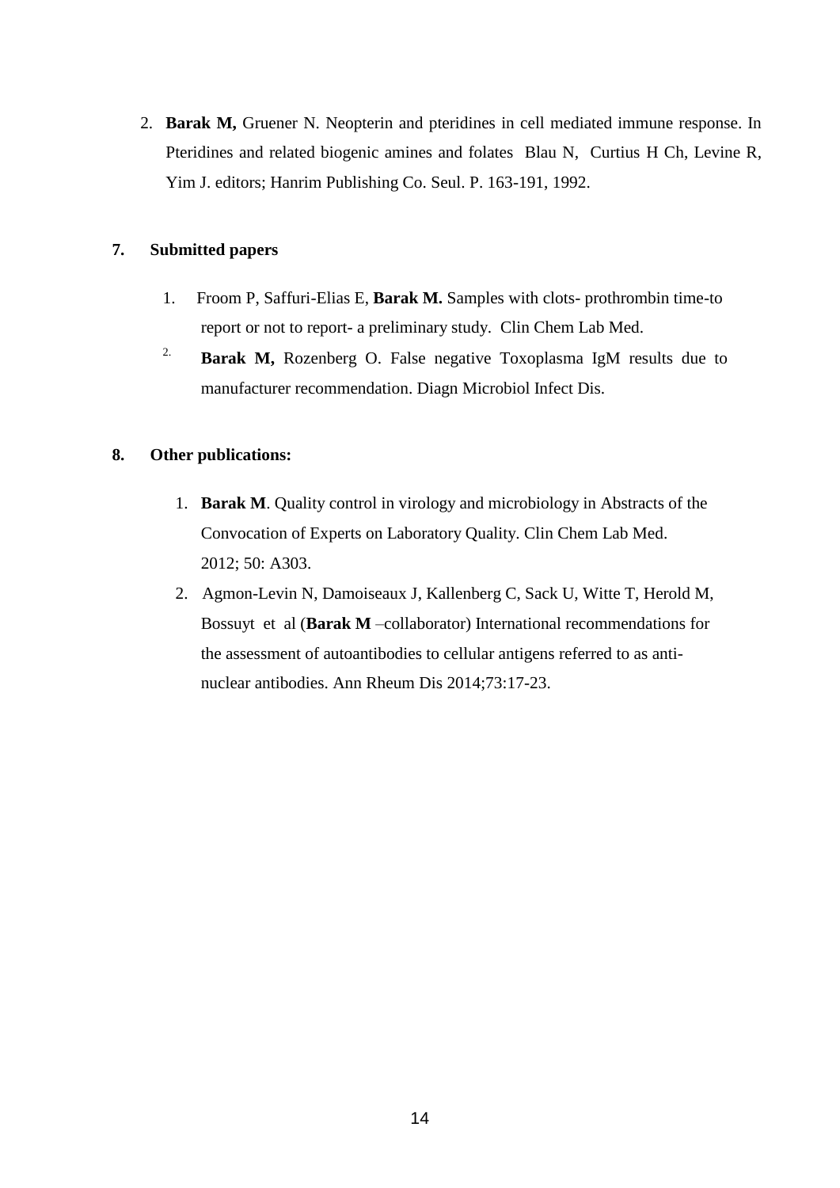2. **Barak M,** Gruener N. Neopterin and pteridines in cell mediated immune response. In Pteridines and related biogenic amines and folates Blau N, Curtius H Ch, Levine R, Yim J. editors; Hanrim Publishing Co. Seul. P. 163-191, 1992.

## 7. Submitted papers

1. Froom P, Saffuri-Elias E, **Barak M.** Samples with clots- prothrombin time-to report or not to report- a preliminary study. Clin Chem Lab Med.
2. **Barak M,** Rozenberg O. False negative Toxoplasma IgM results due to manufacturer recommendation. Diagn Microbiol Infect Dis.

## 8. Other publications:

1. **Barak M**. Quality control in virology and microbiology in Abstracts of the Convocation of Experts on Laboratory Quality. Clin Chem Lab Med. 2012; 50: A303.
2. Agmon-Levin N, Damoiseaux J, Kallenberg C, Sack U, Witte T, Herold M, Bossuyt et al (**Barak M** –collaborator) International recommendations for the assessment of autoantibodies to cellular antigens referred to as anti-nuclear antibodies. Ann Rheum Dis 2014;73:17-23.